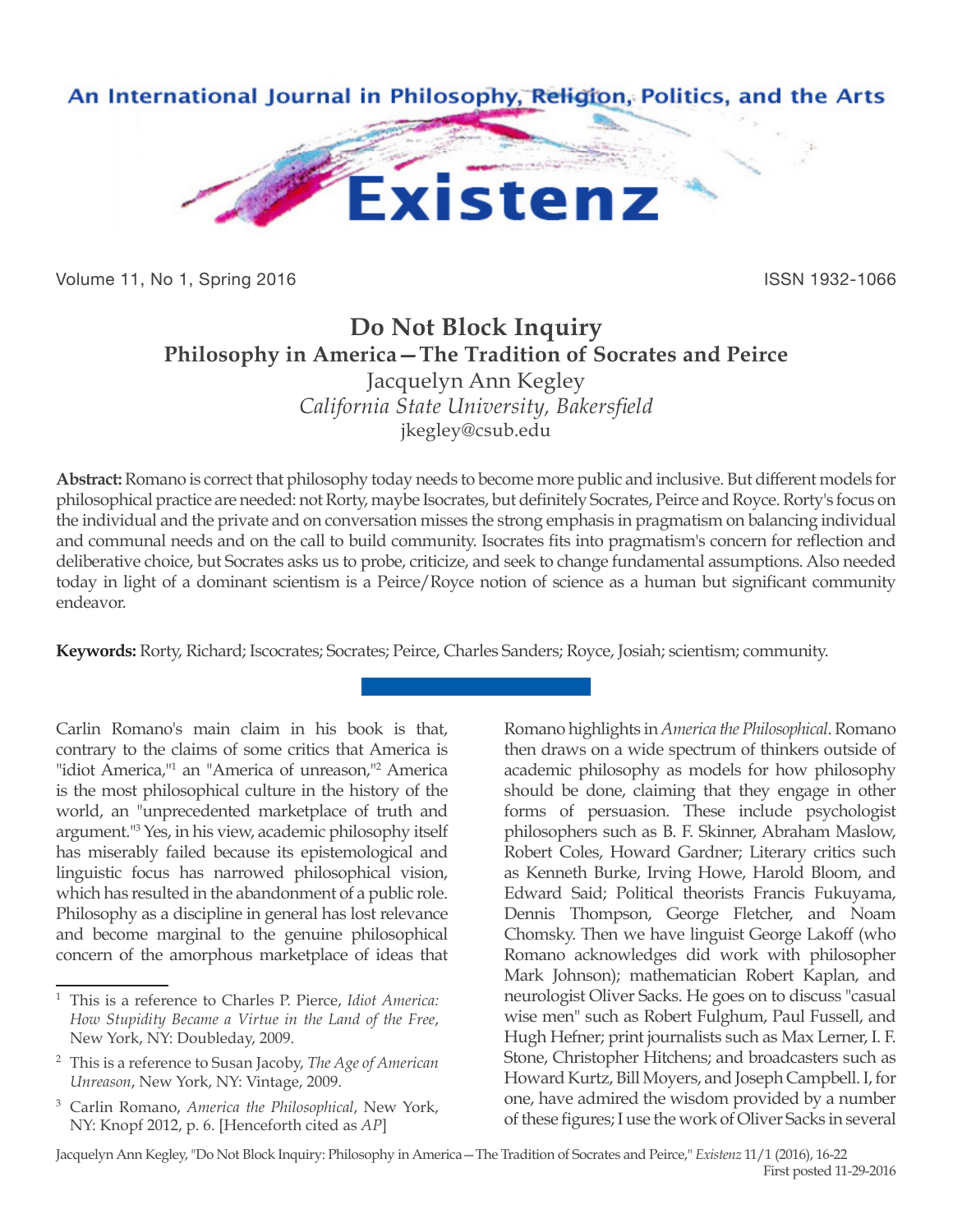# Do Not Block Inquiry

## Philosophy in America—The Tradition of Socrates and Peirce

Jacquelyn Ann Kegley
*California State University, Bakersfield*
jkegley@csub.edu

**Abstract:** Romano is correct that philosophy today needs to become more public and inclusive. But different models for philosophical practice are needed: not Rorty, maybe Isocrates, but definitely Socrates, Peirce and Royce. Rorty's focus on the individual and the private and on conversation misses the strong emphasis in pragmatism on balancing individual and communal needs and on the call to build community. Isocrates fits into pragmatism's concern for reflection and deliberative choice, but Socrates asks us to probe, criticize, and seek to change fundamental assumptions. Also needed today in light of a dominant scientism is a Peirce/Royce notion of science as a human but significant community endeavor.

**Keywords:** Rorty, Richard; Iscocrates; Socrates; Peirce, Charles Sanders; Royce, Josiah; scientism; community.

---

Carlin Romano's main claim in his book is that, contrary to the claims of some critics that America is "idiot America,"[1] an "America of unreason,"[2] America is the most philosophical culture in the history of the world, an "unprecedented marketplace of truth and argument."[3] Yes, in his view, academic philosophy itself has miserably failed because its epistemological and linguistic focus has narrowed philosophical vision, which has resulted in the abandonment of a public role. Philosophy as a discipline in general has lost relevance and become marginal to the genuine philosophical concern of the amorphous marketplace of ideas that Romano highlights in *America the Philosophical*. Romano then draws on a wide spectrum of thinkers outside of academic philosophy as models for how philosophy should be done, claiming that they engage in other forms of persuasion. These include psychologist philosophers such as B. F. Skinner, Abraham Maslow, Robert Coles, Howard Gardner; Literary critics such as Kenneth Burke, Irving Howe, Harold Bloom, and Edward Said; Political theorists Francis Fukuyama, Dennis Thompson, George Fletcher, and Noam Chomsky. Then we have linguist George Lakoff (who Romano acknowledges did work with philosopher Mark Johnson); mathematician Robert Kaplan, and neurologist Oliver Sacks. He goes on to discuss "casual wise men" such as Robert Fulghum, Paul Fussell, and Hugh Hefner; print journalists such as Max Lerner, I. F. Stone, Christopher Hitchens; and broadcasters such as Howard Kurtz, Bill Moyers, and Joseph Campbell. I, for one, have admired the wisdom provided by a number of these figures; I use the work of Oliver Sacks in several

---

[1] This is a reference to Charles P. Pierce, *Idiot America: How Stupidity Became a Virtue in the Land of the Free*, New York, NY: Doubleday, 2009.

[2] This is a reference to Susan Jacoby, *The Age of American Unreason*, New York, NY: Vintage, 2009.

[3] Carlin Romano, *America the Philosophical*, New York, NY: Knopf 2012, p. 6. [Henceforth cited as *AP*]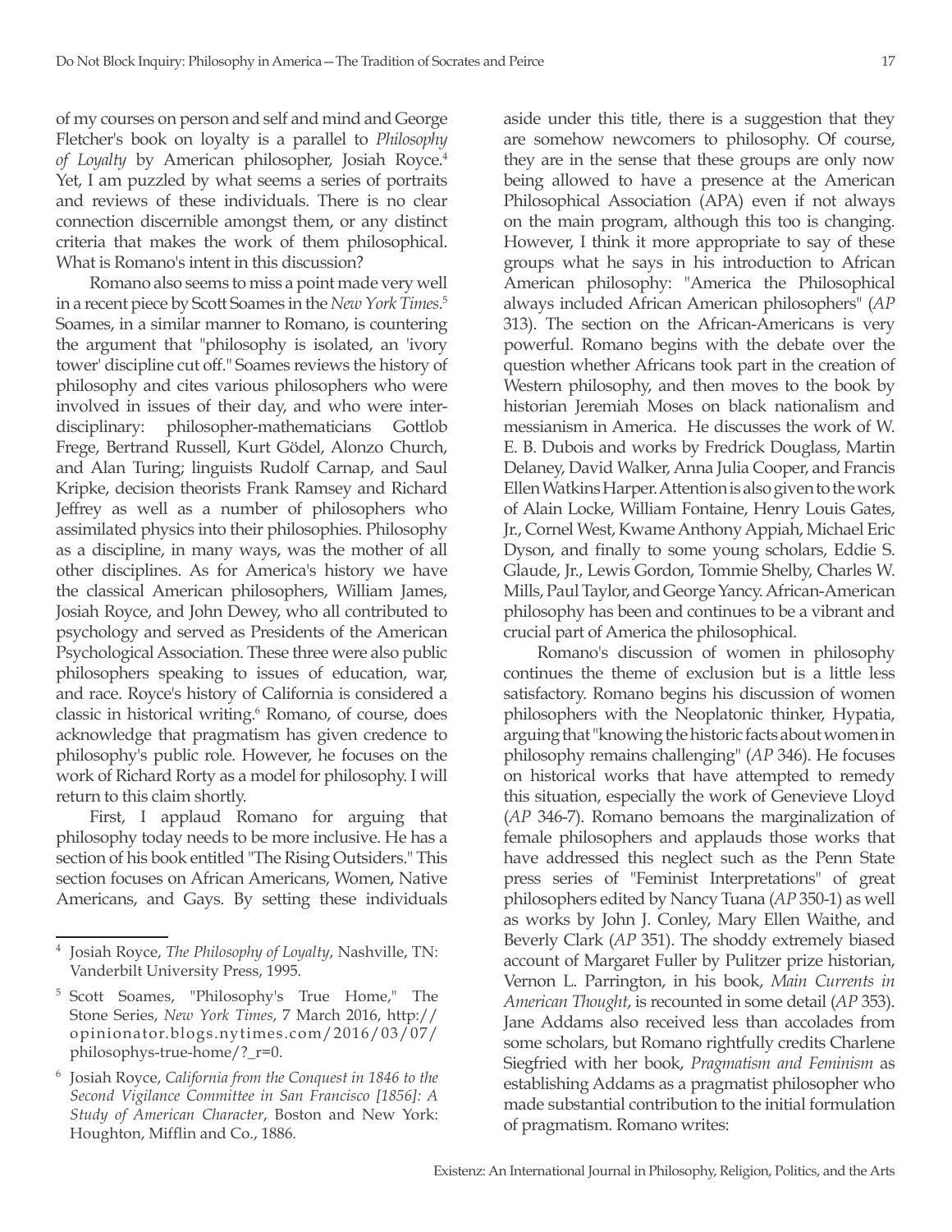of my courses on person and self and mind and George Fletcher's book on loyalty is a parallel to *Philosophy of Loyalty* by American philosopher, Josiah Royce.[4] Yet, I am puzzled by what seems a series of portraits and reviews of these individuals. There is no clear connection discernible amongst them, or any distinct criteria that makes the work of them philosophical. What is Romano's intent in this discussion?

Romano also seems to miss a point made very well in a recent piece by Scott Soames in the *New York Times*.[5] Soames, in a similar manner to Romano, is countering the argument that "philosophy is isolated, an 'ivory tower' discipline cut off." Soames reviews the history of philosophy and cites various philosophers who were involved in issues of their day, and who were inter-disciplinary: philosopher-mathematicians Gottlob Frege, Bertrand Russell, Kurt Gödel, Alonzo Church, and Alan Turing; linguists Rudolf Carnap, and Saul Kripke, decision theorists Frank Ramsey and Richard Jeffrey as well as a number of philosophers who assimilated physics into their philosophies. Philosophy as a discipline, in many ways, was the mother of all other disciplines. As for America's history we have the classical American philosophers, William James, Josiah Royce, and John Dewey, who all contributed to psychology and served as Presidents of the American Psychological Association. These three were also public philosophers speaking to issues of education, war, and race. Royce's history of California is considered a classic in historical writing.[6] Romano, of course, does acknowledge that pragmatism has given credence to philosophy's public role. However, he focuses on the work of Richard Rorty as a model for philosophy. I will return to this claim shortly.

First, I applaud Romano for arguing that philosophy today needs to be more inclusive. He has a section of his book entitled "The Rising Outsiders." This section focuses on African Americans, Women, Native Americans, and Gays. By setting these individuals aside under this title, there is a suggestion that they are somehow newcomers to philosophy. Of course, they are in the sense that these groups are only now being allowed to have a presence at the American Philosophical Association (APA) even if not always on the main program, although this too is changing. However, I think it more appropriate to say of these groups what he says in his introduction to African American philosophy: "America the Philosophical always included African American philosophers" (*AP* 313). The section on the African-Americans is very powerful. Romano begins with the debate over the question whether Africans took part in the creation of Western philosophy, and then moves to the book by historian Jeremiah Moses on black nationalism and messianism in America. He discusses the work of W. E. B. Dubois and works by Fredrick Douglass, Martin Delaney, David Walker, Anna Julia Cooper, and Francis Ellen Watkins Harper. Attention is also given to the work of Alain Locke, William Fontaine, Henry Louis Gates, Jr., Cornel West, Kwame Anthony Appiah, Michael Eric Dyson, and finally to some young scholars, Eddie S. Glaude, Jr., Lewis Gordon, Tommie Shelby, Charles W. Mills, Paul Taylor, and George Yancy. African-American philosophy has been and continues to be a vibrant and crucial part of America the philosophical.

Romano's discussion of women in philosophy continues the theme of exclusion but is a little less satisfactory. Romano begins his discussion of women philosophers with the Neoplatonic thinker, Hypatia, arguing that "knowing the historic facts about women in philosophy remains challenging" (*AP* 346). He focuses on historical works that have attempted to remedy this situation, especially the work of Genevieve Lloyd (*AP* 346-7). Romano bemoans the marginalization of female philosophers and applauds those works that have addressed this neglect such as the Penn State press series of "Feminist Interpretations" of great philosophers edited by Nancy Tuana (*AP* 350-1) as well as works by John J. Conley, Mary Ellen Waithe, and Beverly Clark (*AP* 351). The shoddy extremely biased account of Margaret Fuller by Pulitzer prize historian, Vernon L. Parrington, in his book, *Main Currents in American Thought*, is recounted in some detail (*AP* 353). Jane Addams also received less than accolades from some scholars, but Romano rightfully credits Charlene Siegfried with her book, *Pragmatism and Feminism* as establishing Addams as a pragmatist philosopher who made substantial contribution to the initial formulation of pragmatism. Romano writes:

---

[4] Josiah Royce, *The Philosophy of Loyalty*, Nashville, TN: Vanderbilt University Press, 1995.

[5] Scott Soames, "Philosophy's True Home," The Stone Series, *New York Times*, 7 March 2016, http://opinionator.blogs.nytimes.com/2016/03/07/philosophys-true-home/?_r=0.

[6] Josiah Royce, *California from the Conquest in 1846 to the Second Vigilance Committee in San Francisco [1856]: A Study of American Character*, Boston and New York: Houghton, Mifflin and Co., 1886.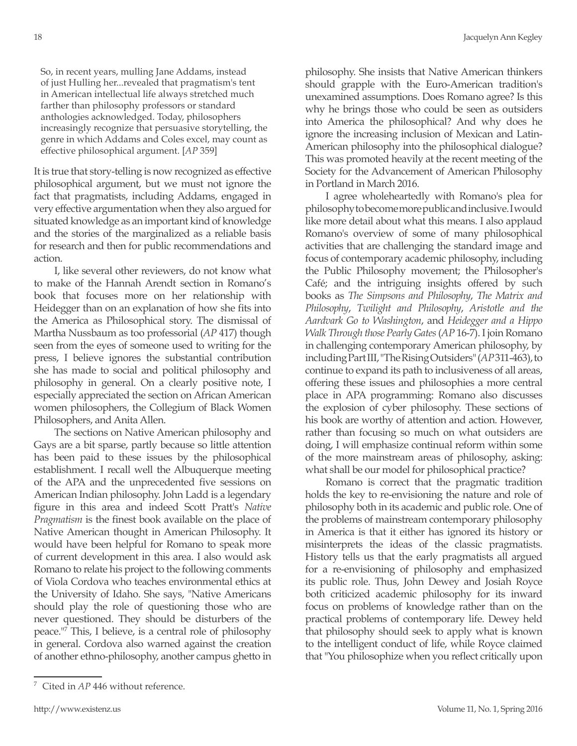> So, in recent years, mulling Jane Addams, instead of just Hulling her...revealed that pragmatism's tent in American intellectual life always stretched much farther than philosophy professors or standard anthologies acknowledged. Today, philosophers increasingly recognize that persuasive storytelling, the genre in which Addams and Coles excel, may count as effective philosophical argument. [*AP* 359]

It is true that story-telling is now recognized as effective philosophical argument, but we must not ignore the fact that pragmatists, including Addams, engaged in very effective argumentation when they also argued for situated knowledge as an important kind of knowledge and the stories of the marginalized as a reliable basis for research and then for public recommendations and action.

I, like several other reviewers, do not know what to make of the Hannah Arendt section in Romano's book that focuses more on her relationship with Heidegger than on an explanation of how she fits into the America as Philosophical story. The dismissal of Martha Nussbaum as too professorial (*AP* 417) though seen from the eyes of someone used to writing for the press, I believe ignores the substantial contribution she has made to social and political philosophy and philosophy in general. On a clearly positive note, I especially appreciated the section on African American women philosophers, the Collegium of Black Women Philosophers, and Anita Allen.

The sections on Native American philosophy and Gays are a bit sparse, partly because so little attention has been paid to these issues by the philosophical establishment. I recall well the Albuquerque meeting of the APA and the unprecedented five sessions on American Indian philosophy. John Ladd is a legendary figure in this area and indeed Scott Pratt's *Native Pragmatism* is the finest book available on the place of Native American thought in American Philosophy. It would have been helpful for Romano to speak more of current development in this area. I also would ask Romano to relate his project to the following comments of Viola Cordova who teaches environmental ethics at the University of Idaho. She says, "Native Americans should play the role of questioning those who are never questioned. They should be disturbers of the peace."[7] This, I believe, is a central role of philosophy in general. Cordova also warned against the creation of another ethno-philosophy, another campus ghetto in philosophy. She insists that Native American thinkers should grapple with the Euro-American tradition's unexamined assumptions. Does Romano agree? Is this why he brings those who could be seen as outsiders into America the philosophical? And why does he ignore the increasing inclusion of Mexican and Latin-American philosophy into the philosophical dialogue? This was promoted heavily at the recent meeting of the Society for the Advancement of American Philosophy in Portland in March 2016.

I agree wholeheartedly with Romano's plea for philosophy to become more public and inclusive. I would like more detail about what this means. I also applaud Romano's overview of some of many philosophical activities that are challenging the standard image and focus of contemporary academic philosophy, including the Public Philosophy movement; the Philosopher's Café; and the intriguing insights offered by such books as *The Simpsons and Philosophy*, *The Matrix and Philosophy*, *Twilight and Philosophy*, *Aristotle and the Aardvark Go to Washington*, and *Heidegger and a Hippo Walk Through those Pearly Gates* (*AP* 16-7). I join Romano in challenging contemporary American philosophy, by including Part III, "The Rising Outsiders" (*AP* 311-463), to continue to expand its path to inclusiveness of all areas, offering these issues and philosophies a more central place in APA programming: Romano also discusses the explosion of cyber philosophy. These sections of his book are worthy of attention and action. However, rather than focusing so much on what outsiders are doing, I will emphasize continual reform within some of the more mainstream areas of philosophy, asking: what shall be our model for philosophical practice?

Romano is correct that the pragmatic tradition holds the key to re-envisioning the nature and role of philosophy both in its academic and public role. One of the problems of mainstream contemporary philosophy in America is that it either has ignored its history or misinterprets the ideas of the classic pragmatists. History tells us that the early pragmatists all argued for a re-envisioning of philosophy and emphasized its public role. Thus, John Dewey and Josiah Royce both criticized academic philosophy for its inward focus on problems of knowledge rather than on the practical problems of contemporary life. Dewey held that philosophy should seek to apply what is known to the intelligent conduct of life, while Royce claimed that "You philosophize when you reflect critically upon

---

[7] Cited in *AP* 446 without reference.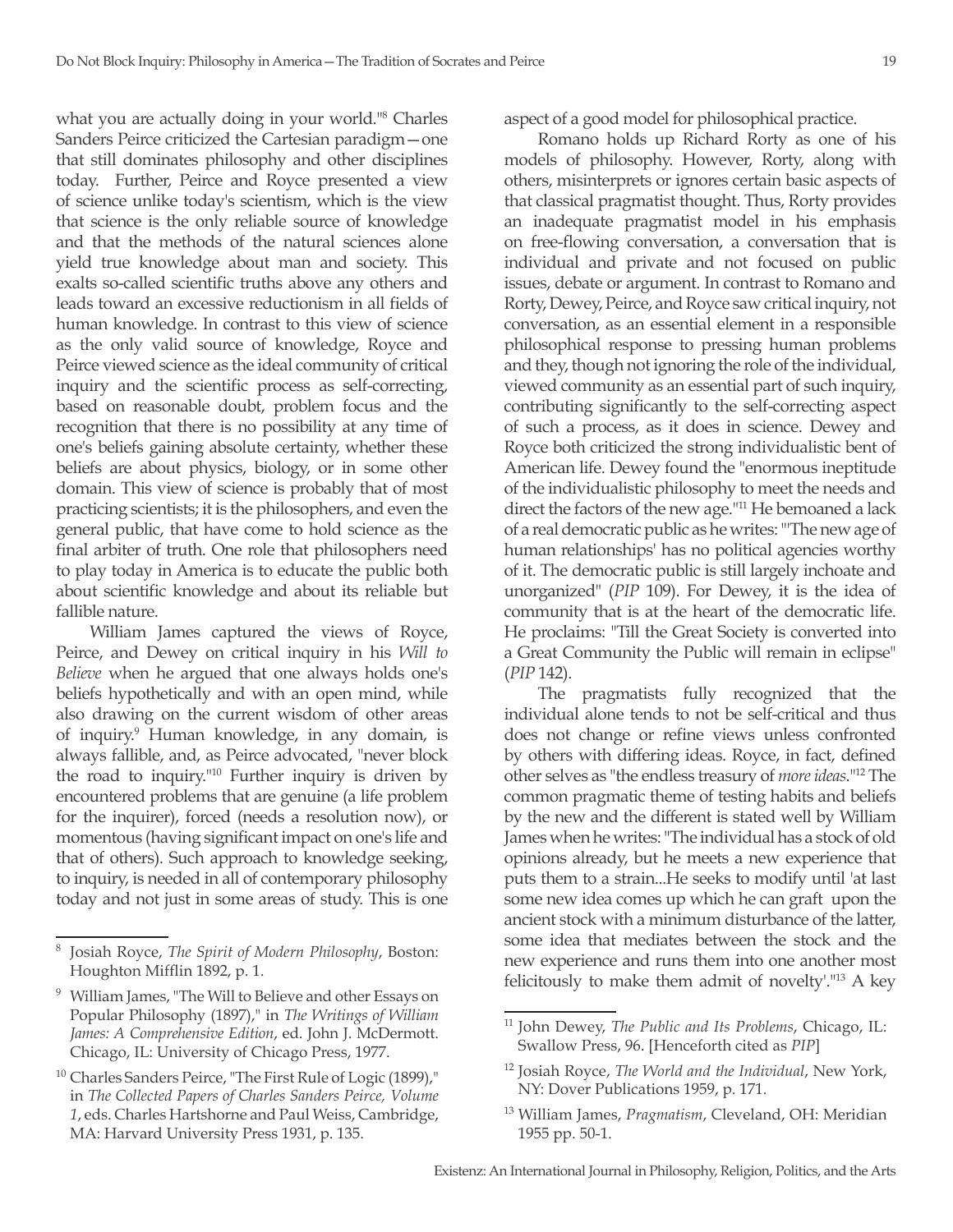what you are actually doing in your world."[8] Charles Sanders Peirce criticized the Cartesian paradigm—one that still dominates philosophy and other disciplines today. Further, Peirce and Royce presented a view of science unlike today's scientism, which is the view that science is the only reliable source of knowledge and that the methods of the natural sciences alone yield true knowledge about man and society. This exalts so-called scientific truths above any others and leads toward an excessive reductionism in all fields of human knowledge. In contrast to this view of science as the only valid source of knowledge, Royce and Peirce viewed science as the ideal community of critical inquiry and the scientific process as self-correcting, based on reasonable doubt, problem focus and the recognition that there is no possibility at any time of one's beliefs gaining absolute certainty, whether these beliefs are about physics, biology, or in some other domain. This view of science is probably that of most practicing scientists; it is the philosophers, and even the general public, that have come to hold science as the final arbiter of truth. One role that philosophers need to play today in America is to educate the public both about scientific knowledge and about its reliable but fallible nature.

William James captured the views of Royce, Peirce, and Dewey on critical inquiry in his *Will to Believe* when he argued that one always holds one's beliefs hypothetically and with an open mind, while also drawing on the current wisdom of other areas of inquiry.[9] Human knowledge, in any domain, is always fallible, and, as Peirce advocated, "never block the road to inquiry."[10] Further inquiry is driven by encountered problems that are genuine (a life problem for the inquirer), forced (needs a resolution now), or momentous (having significant impact on one's life and that of others). Such approach to knowledge seeking, to inquiry, is needed in all of contemporary philosophy today and not just in some areas of study. This is one aspect of a good model for philosophical practice.

Romano holds up Richard Rorty as one of his models of philosophy. However, Rorty, along with others, misinterprets or ignores certain basic aspects of that classical pragmatist thought. Thus, Rorty provides an inadequate pragmatist model in his emphasis on free-flowing conversation, a conversation that is individual and private and not focused on public issues, debate or argument. In contrast to Romano and Rorty, Dewey, Peirce, and Royce saw critical inquiry, not conversation, as an essential element in a responsible philosophical response to pressing human problems and they, though not ignoring the role of the individual, viewed community as an essential part of such inquiry, contributing significantly to the self-correcting aspect of such a process, as it does in science. Dewey and Royce both criticized the strong individualistic bent of American life. Dewey found the "enormous ineptitude of the individualistic philosophy to meet the needs and direct the factors of the new age."[11] He bemoaned a lack of a real democratic public as he writes: "'The new age of human relationships' has no political agencies worthy of it. The democratic public is still largely inchoate and unorganized" (*PIP* 109). For Dewey, it is the idea of community that is at the heart of the democratic life. He proclaims: "Till the Great Society is converted into a Great Community the Public will remain in eclipse" (*PIP* 142).

The pragmatists fully recognized that the individual alone tends to not be self-critical and thus does not change or refine views unless confronted by others with differing ideas. Royce, in fact, defined other selves as "the endless treasury of *more ideas*."[12] The common pragmatic theme of testing habits and beliefs by the new and the different is stated well by William James when he writes: "The individual has a stock of old opinions already, but he meets a new experience that puts them to a strain...He seeks to modify until 'at last some new idea comes up which he can graft upon the ancient stock with a minimum disturbance of the latter, some idea that mediates between the stock and the new experience and runs them into one another most felicitously to make them admit of novelty'."[13] A key

---

[8] Josiah Royce, *The Spirit of Modern Philosophy*, Boston: Houghton Mifflin 1892, p. 1.

[9] William James, "The Will to Believe and other Essays on Popular Philosophy (1897)," in *The Writings of William James: A Comprehensive Edition*, ed. John J. McDermott. Chicago, IL: University of Chicago Press, 1977.

[10] Charles Sanders Peirce, "The First Rule of Logic (1899)," in *The Collected Papers of Charles Sanders Peirce, Volume 1*, eds. Charles Hartshorne and Paul Weiss, Cambridge, MA: Harvard University Press 1931, p. 135.

[11] John Dewey, *The Public and Its Problems*, Chicago, IL: Swallow Press, 96. [Henceforth cited as *PIP*]

[12] Josiah Royce, *The World and the Individual*, New York, NY: Dover Publications 1959, p. 171.

[13] William James, *Pragmatism*, Cleveland, OH: Meridian 1955 pp. 50-1.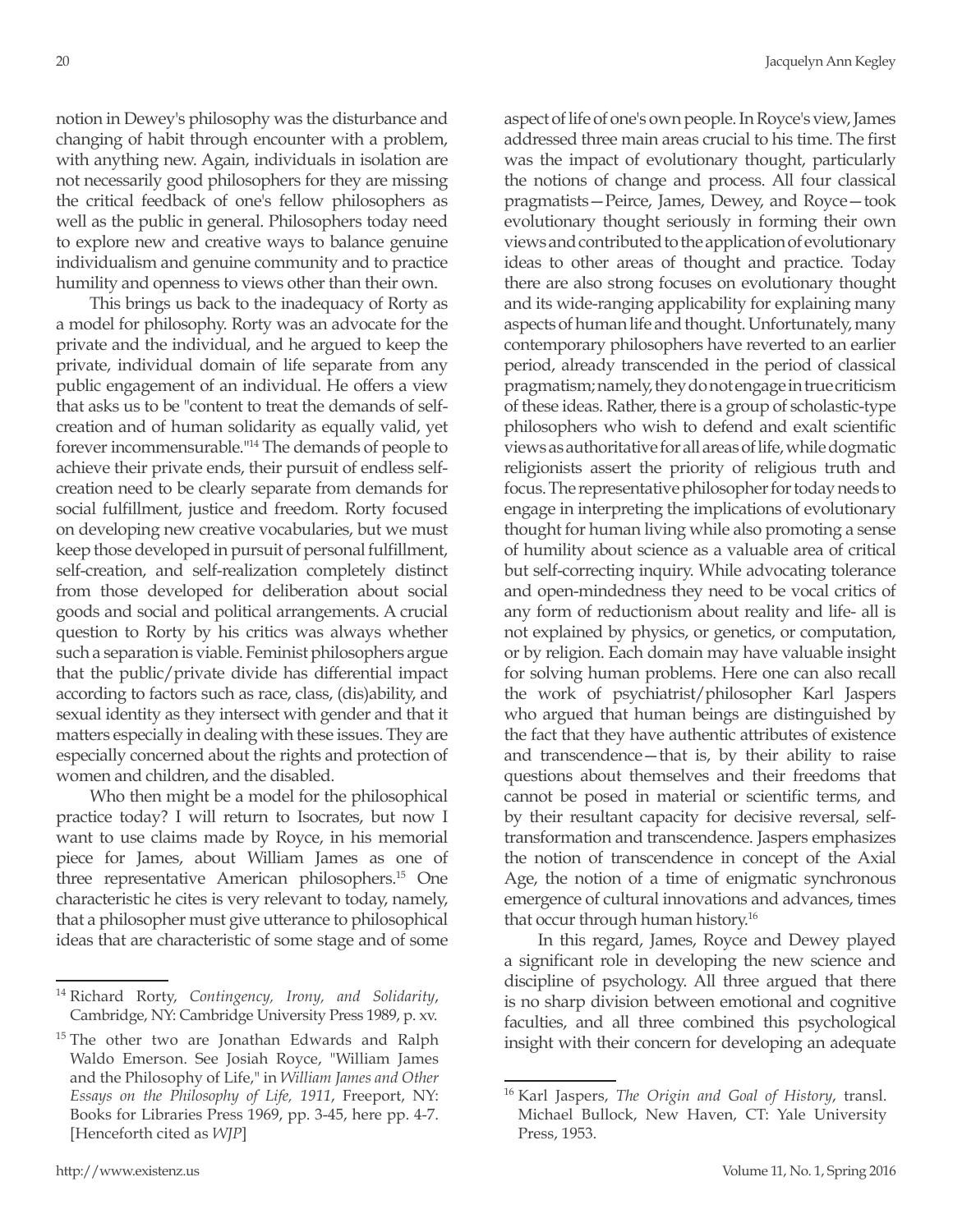notion in Dewey's philosophy was the disturbance and changing of habit through encounter with a problem, with anything new. Again, individuals in isolation are not necessarily good philosophers for they are missing the critical feedback of one's fellow philosophers as well as the public in general. Philosophers today need to explore new and creative ways to balance genuine individualism and genuine community and to practice humility and openness to views other than their own.

This brings us back to the inadequacy of Rorty as a model for philosophy. Rorty was an advocate for the private and the individual, and he argued to keep the private, individual domain of life separate from any public engagement of an individual. He offers a view that asks us to be "content to treat the demands of self-creation and of human solidarity as equally valid, yet forever incommensurable."[14] The demands of people to achieve their private ends, their pursuit of endless self-creation need to be clearly separate from demands for social fulfillment, justice and freedom. Rorty focused on developing new creative vocabularies, but we must keep those developed in pursuit of personal fulfillment, self-creation, and self-realization completely distinct from those developed for deliberation about social goods and social and political arrangements. A crucial question to Rorty by his critics was always whether such a separation is viable. Feminist philosophers argue that the public/private divide has differential impact according to factors such as race, class, (dis)ability, and sexual identity as they intersect with gender and that it matters especially in dealing with these issues. They are especially concerned about the rights and protection of women and children, and the disabled.

Who then might be a model for the philosophical practice today? I will return to Isocrates, but now I want to use claims made by Royce, in his memorial piece for James, about William James as one of three representative American philosophers.[15] One characteristic he cites is very relevant to today, namely, that a philosopher must give utterance to philosophical ideas that are characteristic of some stage and of some aspect of life of one's own people. In Royce's view, James addressed three main areas crucial to his time. The first was the impact of evolutionary thought, particularly the notions of change and process. All four classical pragmatists—Peirce, James, Dewey, and Royce—took evolutionary thought seriously in forming their own views and contributed to the application of evolutionary ideas to other areas of thought and practice. Today there are also strong focuses on evolutionary thought and its wide-ranging applicability for explaining many aspects of human life and thought. Unfortunately, many contemporary philosophers have reverted to an earlier period, already transcended in the period of classical pragmatism; namely, they do not engage in true criticism of these ideas. Rather, there is a group of scholastic-type philosophers who wish to defend and exalt scientific views as authoritative for all areas of life, while dogmatic religionists assert the priority of religious truth and focus. The representative philosopher for today needs to engage in interpreting the implications of evolutionary thought for human living while also promoting a sense of humility about science as a valuable area of critical but self-correcting inquiry. While advocating tolerance and open-mindedness they need to be vocal critics of any form of reductionism about reality and life- all is not explained by physics, or genetics, or computation, or by religion. Each domain may have valuable insight for solving human problems. Here one can also recall the work of psychiatrist/philosopher Karl Jaspers who argued that human beings are distinguished by the fact that they have authentic attributes of existence and transcendence—that is, by their ability to raise questions about themselves and their freedoms that cannot be posed in material or scientific terms, and by their resultant capacity for decisive reversal, self-transformation and transcendence. Jaspers emphasizes the notion of transcendence in concept of the Axial Age, the notion of a time of enigmatic synchronous emergence of cultural innovations and advances, times that occur through human history.[16]

In this regard, James, Royce and Dewey played a significant role in developing the new science and discipline of psychology. All three argued that there is no sharp division between emotional and cognitive faculties, and all three combined this psychological insight with their concern for developing an adequate

---

[14] Richard Rorty, *Contingency, Irony, and Solidarity*, Cambridge, NY: Cambridge University Press 1989, p. xv.

[15] The other two are Jonathan Edwards and Ralph Waldo Emerson. See Josiah Royce, "William James and the Philosophy of Life," in *William James and Other Essays on the Philosophy of Life, 1911*, Freeport, NY: Books for Libraries Press 1969, pp. 3-45, here pp. 4-7. [Henceforth cited as *WJP*]

[16] Karl Jaspers, *The Origin and Goal of History*, transl. Michael Bullock, New Haven, CT: Yale University Press, 1953.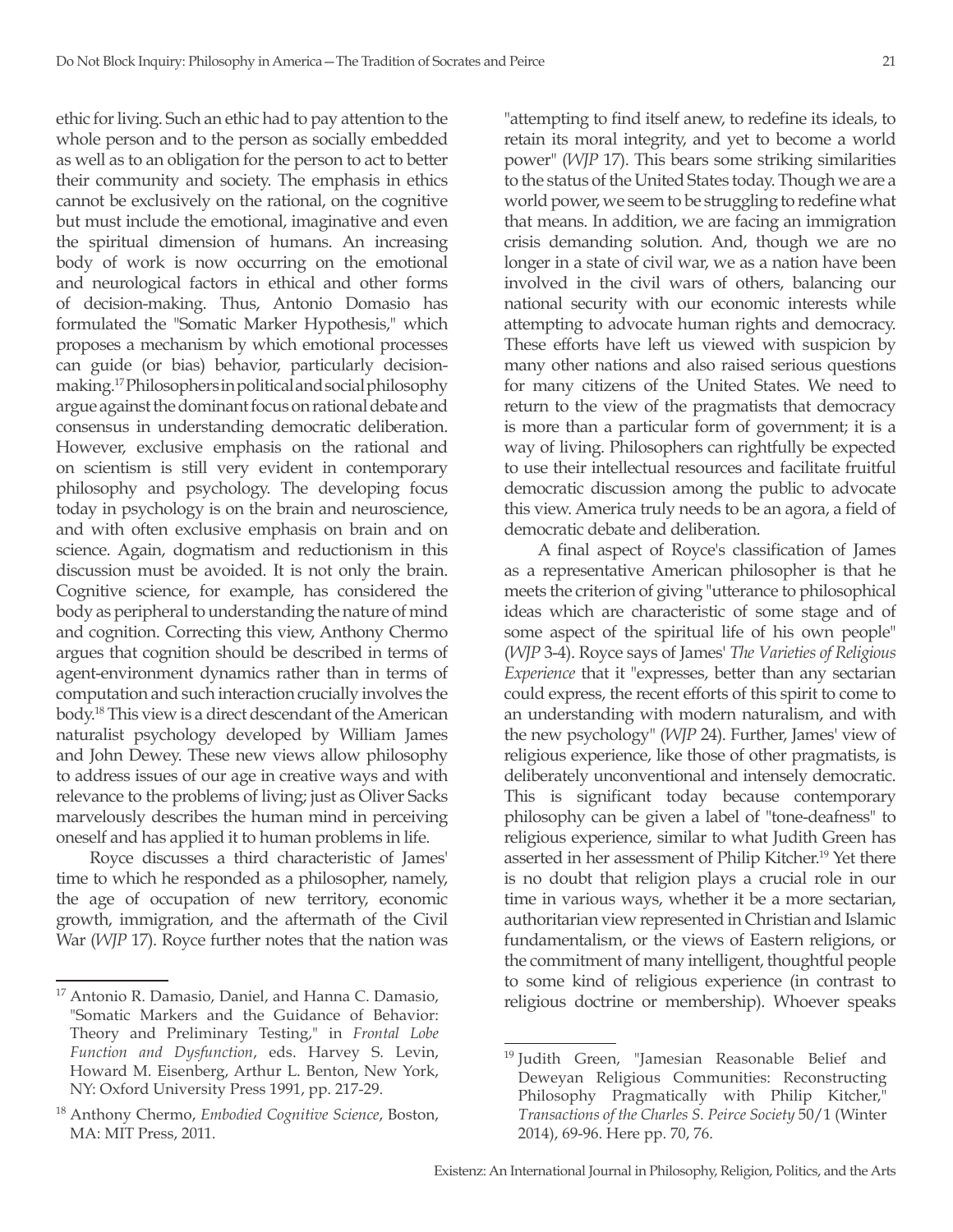ethic for living. Such an ethic had to pay attention to the whole person and to the person as socially embedded as well as to an obligation for the person to act to better their community and society. The emphasis in ethics cannot be exclusively on the rational, on the cognitive but must include the emotional, imaginative and even the spiritual dimension of humans. An increasing body of work is now occurring on the emotional and neurological factors in ethical and other forms of decision-making. Thus, Antonio Domasio has formulated the "Somatic Marker Hypothesis," which proposes a mechanism by which emotional processes can guide (or bias) behavior, particularly decision-making.[17] Philosophers in political and social philosophy argue against the dominant focus on rational debate and consensus in understanding democratic deliberation. However, exclusive emphasis on the rational and on scientism is still very evident in contemporary philosophy and psychology. The developing focus today in psychology is on the brain and neuroscience, and with often exclusive emphasis on brain and on science. Again, dogmatism and reductionism in this discussion must be avoided. It is not only the brain. Cognitive science, for example, has considered the body as peripheral to understanding the nature of mind and cognition. Correcting this view, Anthony Chermo argues that cognition should be described in terms of agent-environment dynamics rather than in terms of computation and such interaction crucially involves the body.[18] This view is a direct descendant of the American naturalist psychology developed by William James and John Dewey. These new views allow philosophy to address issues of our age in creative ways and with relevance to the problems of living; just as Oliver Sacks marvelously describes the human mind in perceiving oneself and has applied it to human problems in life.

Royce discusses a third characteristic of James' time to which he responded as a philosopher, namely, the age of occupation of new territory, economic growth, immigration, and the aftermath of the Civil War (*WJP* 17). Royce further notes that the nation was "attempting to find itself anew, to redefine its ideals, to retain its moral integrity, and yet to become a world power" (*WJP* 17). This bears some striking similarities to the status of the United States today. Though we are a world power, we seem to be struggling to redefine what that means. In addition, we are facing an immigration crisis demanding solution. And, though we are no longer in a state of civil war, we as a nation have been involved in the civil wars of others, balancing our national security with our economic interests while attempting to advocate human rights and democracy. These efforts have left us viewed with suspicion by many other nations and also raised serious questions for many citizens of the United States. We need to return to the view of the pragmatists that democracy is more than a particular form of government; it is a way of living. Philosophers can rightfully be expected to use their intellectual resources and facilitate fruitful democratic discussion among the public to advocate this view. America truly needs to be an agora, a field of democratic debate and deliberation.

A final aspect of Royce's classification of James as a representative American philosopher is that he meets the criterion of giving "utterance to philosophical ideas which are characteristic of some stage and of some aspect of the spiritual life of his own people" (*WJP* 3-4). Royce says of James' *The Varieties of Religious Experience* that it "expresses, better than any sectarian could express, the recent efforts of this spirit to come to an understanding with modern naturalism, and with the new psychology" (*WJP* 24). Further, James' view of religious experience, like those of other pragmatists, is deliberately unconventional and intensely democratic. This is significant today because contemporary philosophy can be given a label of "tone-deafness" to religious experience, similar to what Judith Green has asserted in her assessment of Philip Kitcher.[19] Yet there is no doubt that religion plays a crucial role in our time in various ways, whether it be a more sectarian, authoritarian view represented in Christian and Islamic fundamentalism, or the views of Eastern religions, or the commitment of many intelligent, thoughtful people to some kind of religious experience (in contrast to religious doctrine or membership). Whoever speaks

---

[17] Antonio R. Damasio, Daniel, and Hanna C. Damasio, "Somatic Markers and the Guidance of Behavior: Theory and Preliminary Testing," in *Frontal Lobe Function and Dysfunction*, eds. Harvey S. Levin, Howard M. Eisenberg, Arthur L. Benton, New York, NY: Oxford University Press 1991, pp. 217-29.

[18] Anthony Chermo, *Embodied Cognitive Science*, Boston, MA: MIT Press, 2011.

[19] Judith Green, "Jamesian Reasonable Belief and Deweyan Religious Communities: Reconstructing Philosophy Pragmatically with Philip Kitcher," *Transactions of the Charles S. Peirce Society* 50/1 (Winter 2014), 69-96. Here pp. 70, 76.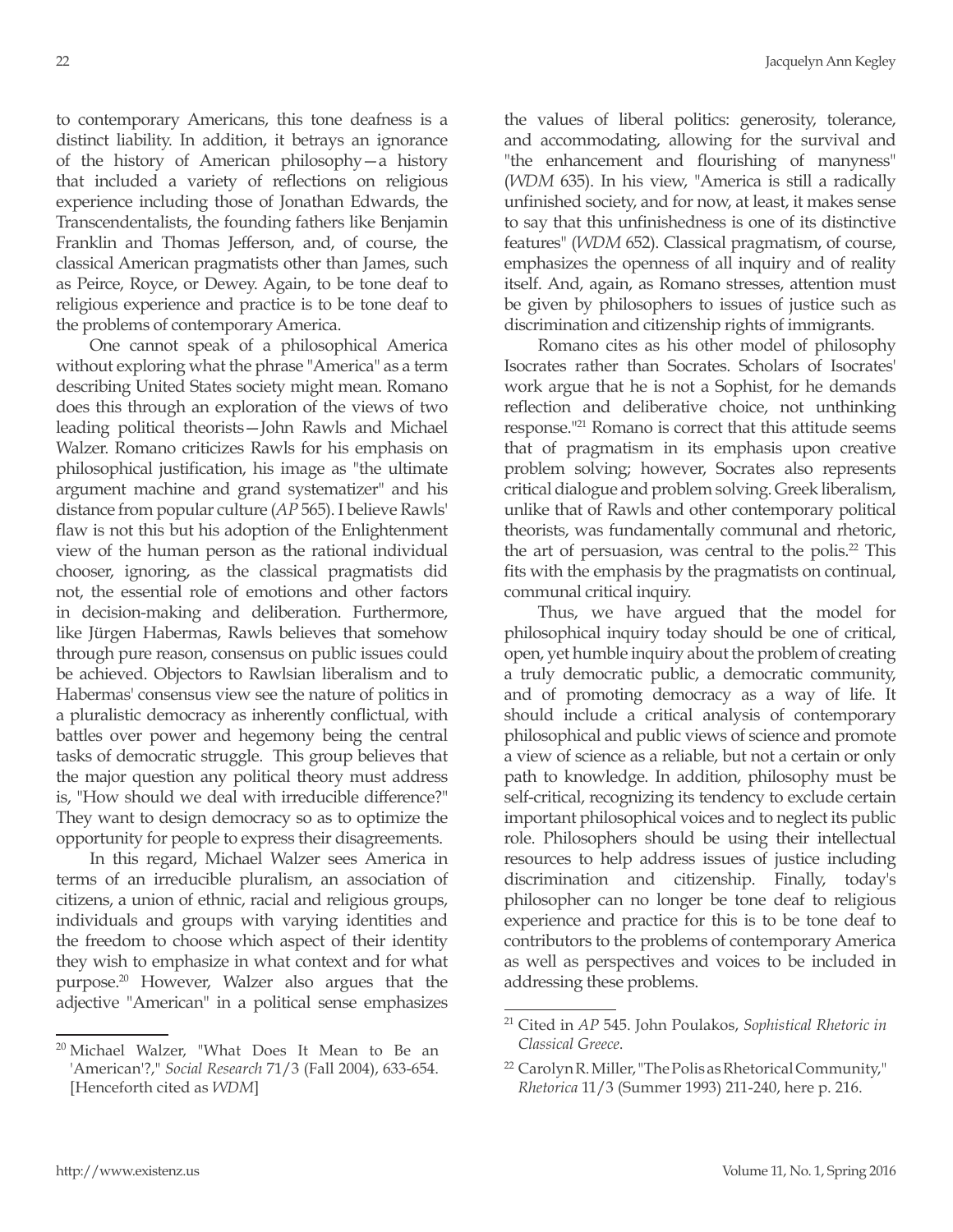to contemporary Americans, this tone deafness is a distinct liability. In addition, it betrays an ignorance of the history of American philosophy—a history that included a variety of reflections on religious experience including those of Jonathan Edwards, the Transcendentalists, the founding fathers like Benjamin Franklin and Thomas Jefferson, and, of course, the classical American pragmatists other than James, such as Peirce, Royce, or Dewey. Again, to be tone deaf to religious experience and practice is to be tone deaf to the problems of contemporary America.

One cannot speak of a philosophical America without exploring what the phrase "America" as a term describing United States society might mean. Romano does this through an exploration of the views of two leading political theorists—John Rawls and Michael Walzer. Romano criticizes Rawls for his emphasis on philosophical justification, his image as "the ultimate argument machine and grand systematizer" and his distance from popular culture (*AP* 565). I believe Rawls' flaw is not this but his adoption of the Enlightenment view of the human person as the rational individual chooser, ignoring, as the classical pragmatists did not, the essential role of emotions and other factors in decision-making and deliberation. Furthermore, like Jürgen Habermas, Rawls believes that somehow through pure reason, consensus on public issues could be achieved. Objectors to Rawlsian liberalism and to Habermas' consensus view see the nature of politics in a pluralistic democracy as inherently conflictual, with battles over power and hegemony being the central tasks of democratic struggle. This group believes that the major question any political theory must address is, "How should we deal with irreducible difference?" They want to design democracy so as to optimize the opportunity for people to express their disagreements.

In this regard, Michael Walzer sees America in terms of an irreducible pluralism, an association of citizens, a union of ethnic, racial and religious groups, individuals and groups with varying identities and the freedom to choose which aspect of their identity they wish to emphasize in what context and for what purpose.[20] However, Walzer also argues that the adjective "American" in a political sense emphasizes the values of liberal politics: generosity, tolerance, and accommodating, allowing for the survival and "the enhancement and flourishing of manyness" (*WDM* 635). In his view, "America is still a radically unfinished society, and for now, at least, it makes sense to say that this unfinishedness is one of its distinctive features" (*WDM* 652). Classical pragmatism, of course, emphasizes the openness of all inquiry and of reality itself. And, again, as Romano stresses, attention must be given by philosophers to issues of justice such as discrimination and citizenship rights of immigrants.

Romano cites as his other model of philosophy Isocrates rather than Socrates. Scholars of Isocrates' work argue that he is not a Sophist, for he demands reflection and deliberative choice, not unthinking response."[21] Romano is correct that this attitude seems that of pragmatism in its emphasis upon creative problem solving; however, Socrates also represents critical dialogue and problem solving. Greek liberalism, unlike that of Rawls and other contemporary political theorists, was fundamentally communal and rhetoric, the art of persuasion, was central to the polis.[22] This fits with the emphasis by the pragmatists on continual, communal critical inquiry.

Thus, we have argued that the model for philosophical inquiry today should be one of critical, open, yet humble inquiry about the problem of creating a truly democratic public, a democratic community, and of promoting democracy as a way of life. It should include a critical analysis of contemporary philosophical and public views of science and promote a view of science as a reliable, but not a certain or only path to knowledge. In addition, philosophy must be self-critical, recognizing its tendency to exclude certain important philosophical voices and to neglect its public role. Philosophers should be using their intellectual resources to help address issues of justice including discrimination and citizenship. Finally, today's philosopher can no longer be tone deaf to religious experience and practice for this is to be tone deaf to contributors to the problems of contemporary America as well as perspectives and voices to be included in addressing these problems.

---

[20] Michael Walzer, "What Does It Mean to Be an 'American'?," *Social Research* 71/3 (Fall 2004), 633-654. [Henceforth cited as *WDM*]

[21] Cited in *AP* 545. John Poulakos, *Sophistical Rhetoric in Classical Greece*.

[22] Carolyn R. Miller, "The Polis as Rhetorical Community," *Rhetorica* 11/3 (Summer 1993) 211-240, here p. 216.